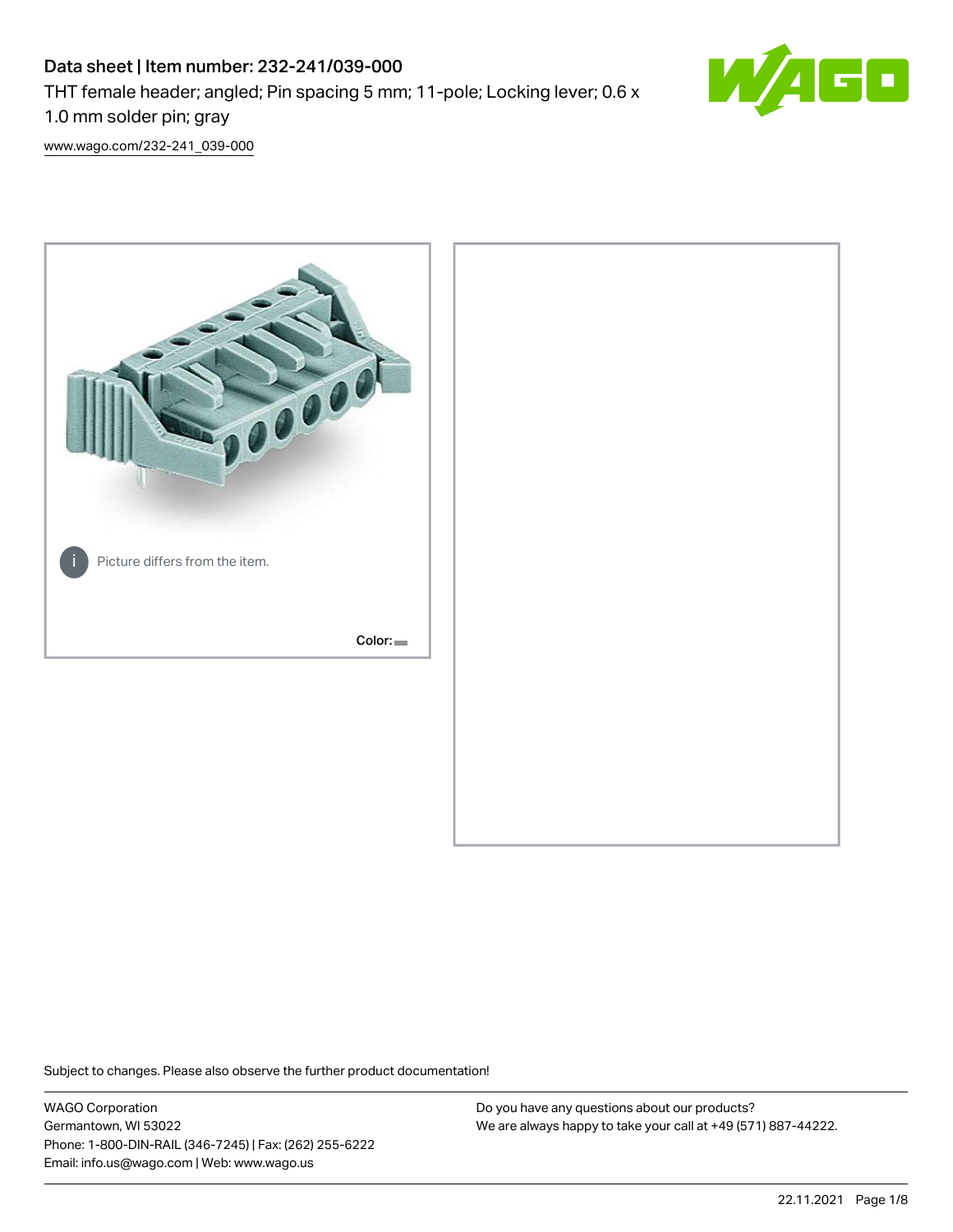# Data sheet | Item number: 232-241/039-000

THT female header; angled; Pin spacing 5 mm; 11-pole; Locking lever; 0.6 x 1.0 mm solder pin; gray

www.wago.com/232-241_039-000

Picture differs from the item.

Color:

Subject to changes. Please also observe the further product documentation!

WAGO Corporation
Germantown, WI 53022
Phone: 1-800-DIN-RAIL (346-7245) | Fax: (262) 255-6222
Email: info.us@wago.com | Web: www.wago.us

Do you have any questions about our products?
We are always happy to take your call at +49 (571) 887-44222.

22.11.2021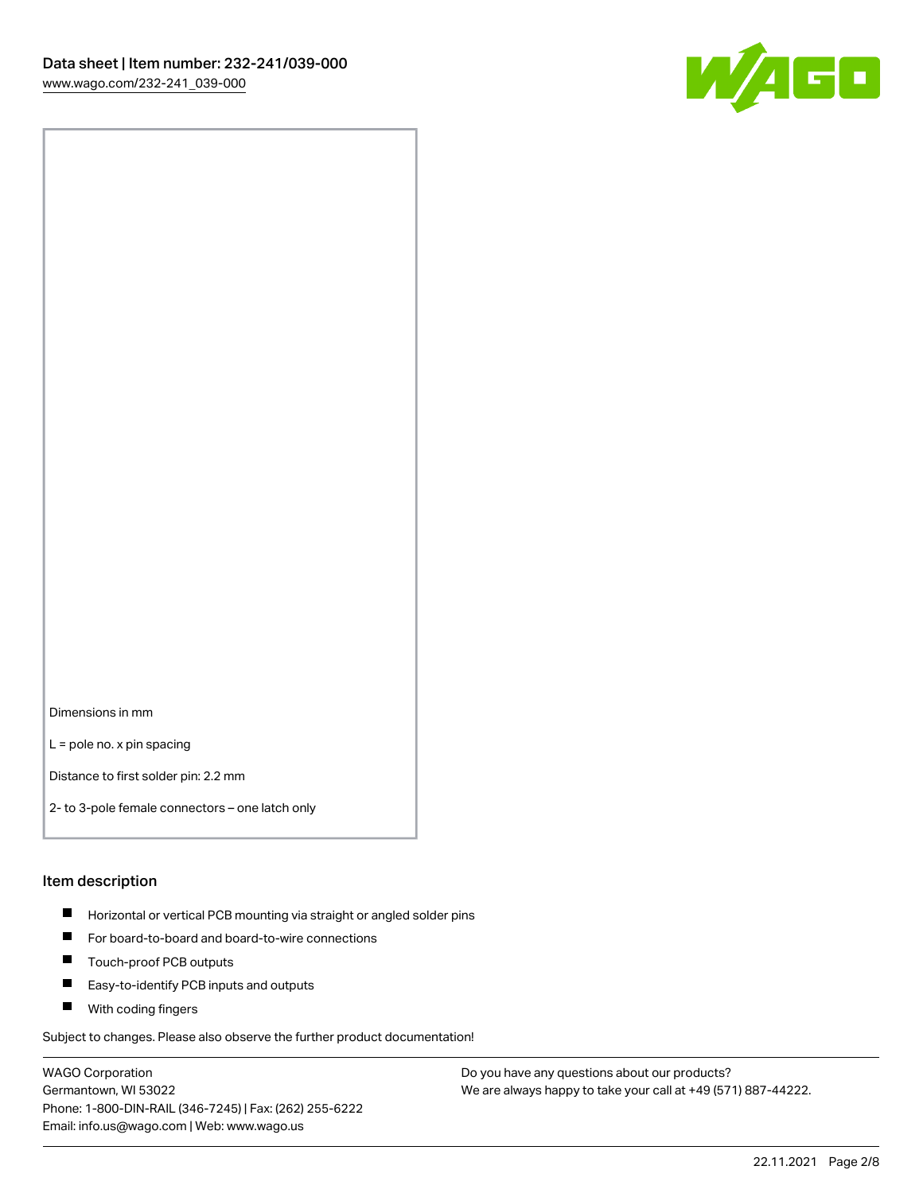Dimensions in mm

L = pole no. x pin spacing

Distance to first solder pin: 2.2 mm

2- to 3-pole female connectors – one latch only

## Item description

- Horizontal or vertical PCB mounting via straight or angled solder pins
- For board-to-board and board-to-wire connections
- Touch-proof PCB outputs
- Easy-to-identify PCB inputs and outputs
- With coding fingers

Subject to changes. Please also observe the further product documentation!

WAGO Corporation
Germantown, WI 53022
Phone: 1-800-DIN-RAIL (346-7245) | Fax: (262) 255-6222
Email: info.us@wago.com | Web: www.wago.us

Do you have any questions about our products?
We are always happy to take your call at +49 (571) 887-44222.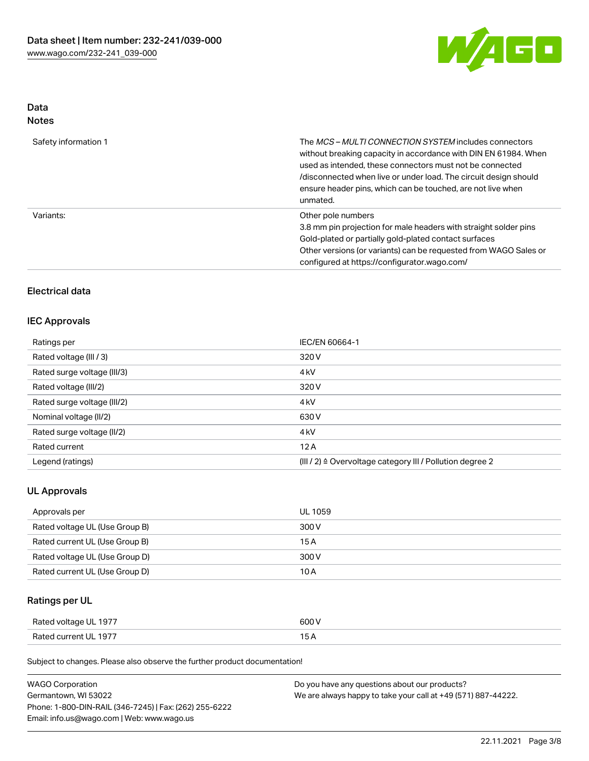## Data
### Notes

| | |
|---|---|
| Safety information 1 | The *MCS – MULTI CONNECTION SYSTEM* includes connectors without breaking capacity in accordance with DIN EN 61984. When used as intended, these connectors must not be connected /disconnected when live or under load. The circuit design should ensure header pins, which can be touched, are not live when unmated. |
| Variants: | Other pole numbers<br>3.8 mm pin projection for male headers with straight solder pins<br>Gold-plated or partially gold-plated contact surfaces<br>Other versions (or variants) can be requested from WAGO Sales or configured at https://configurator.wago.com/ |

## Electrical data

### IEC Approvals

| | |
|---|---|
| Ratings per | IEC/EN 60664-1 |
| Rated voltage (III / 3) | 320 V |
| Rated surge voltage (III/3) | 4 kV |
| Rated voltage (III/2) | 320 V |
| Rated surge voltage (III/2) | 4 kV |
| Nominal voltage (II/2) | 630 V |
| Rated surge voltage (II/2) | 4 kV |
| Rated current | 12 A |
| Legend (ratings) | (III / 2) ≙ Overvoltage category III / Pollution degree 2 |

### UL Approvals

| | |
|---|---|
| Approvals per | UL 1059 |
| Rated voltage UL (Use Group B) | 300 V |
| Rated current UL (Use Group B) | 15 A |
| Rated voltage UL (Use Group D) | 300 V |
| Rated current UL (Use Group D) | 10 A |

### Ratings per UL

| | |
|---|---|
| Rated voltage UL 1977 | 600 V |
| Rated current UL 1977 | 15 A |

Subject to changes. Please also observe the further product documentation!

WAGO Corporation
Germantown, WI 53022
Phone: 1-800-DIN-RAIL (346-7245) | Fax: (262) 255-6222
Email: info.us@wago.com | Web: www.wago.us

Do you have any questions about our products?
We are always happy to take your call at +49 (571) 887-44222.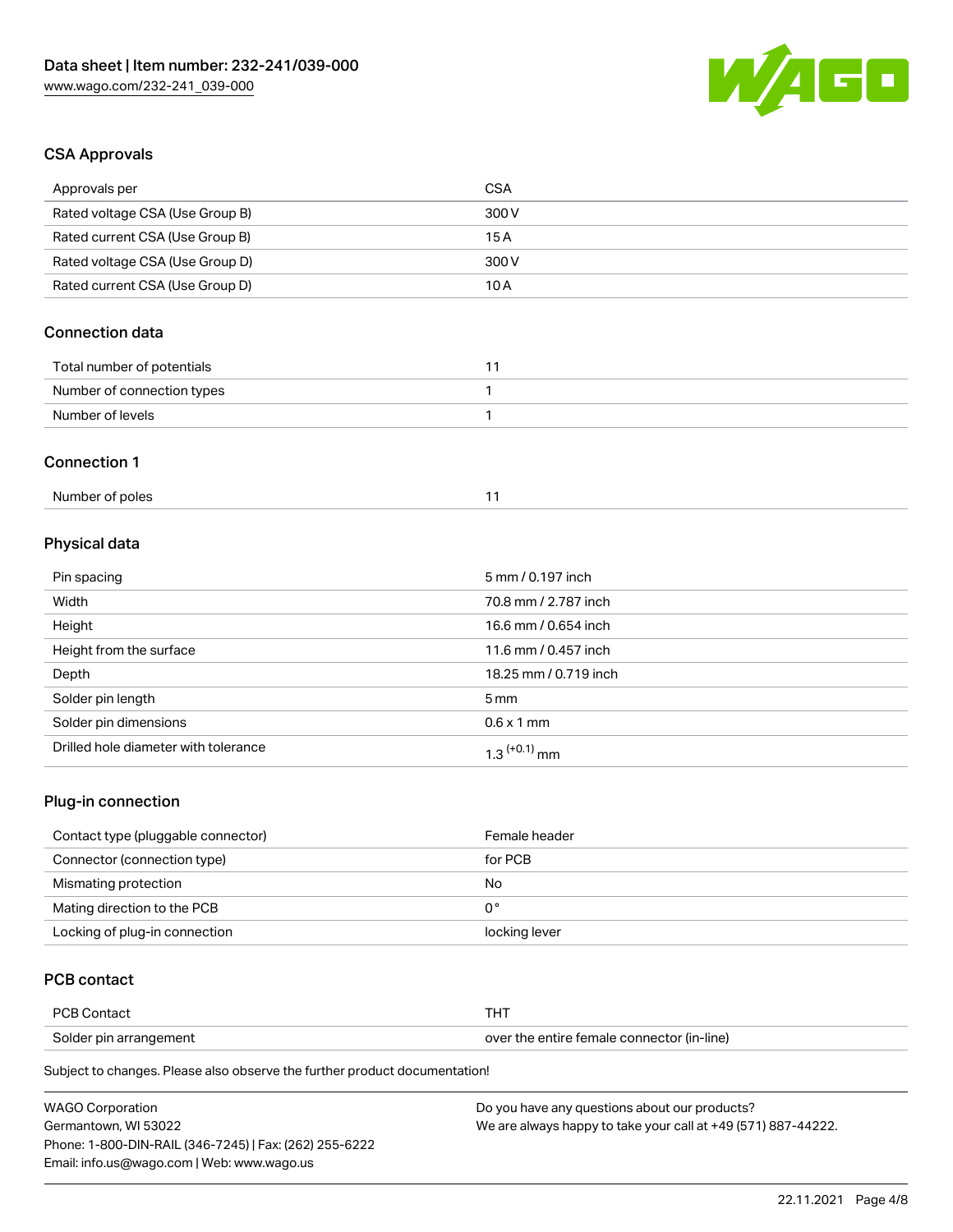## CSA Approvals

| Approvals per | CSA |
| --- | --- |
| Rated voltage CSA (Use Group B) | 300 V |
| Rated current CSA (Use Group B) | 15 A |
| Rated voltage CSA (Use Group D) | 300 V |
| Rated current CSA (Use Group D) | 10 A |

## Connection data

| Total number of potentials | 11 |
| --- | --- |
| Number of connection types | 1 |
| Number of levels | 1 |

## Connection 1

| Number of poles | 11 |
| --- | --- |

## Physical data

| Pin spacing | 5 mm / 0.197 inch |
| --- | --- |
| Width | 70.8 mm / 2.787 inch |
| Height | 16.6 mm / 0.654 inch |
| Height from the surface | 11.6 mm / 0.457 inch |
| Depth | 18.25 mm / 0.719 inch |
| Solder pin length | 5 mm |
| Solder pin dimensions | 0.6 x 1 mm |
| Drilled hole diameter with tolerance | $1.3^{(+0.1)}$ mm |

## Plug-in connection

| Contact type (pluggable connector) | Female header |
| --- | --- |
| Connector (connection type) | for PCB |
| Mismating protection | No |
| Mating direction to the PCB | 0° |
| Locking of plug-in connection | locking lever |

## PCB contact

| PCB Contact | THT |
| --- | --- |
| Solder pin arrangement | over the entire female connector (in-line) |

Subject to changes. Please also observe the further product documentation!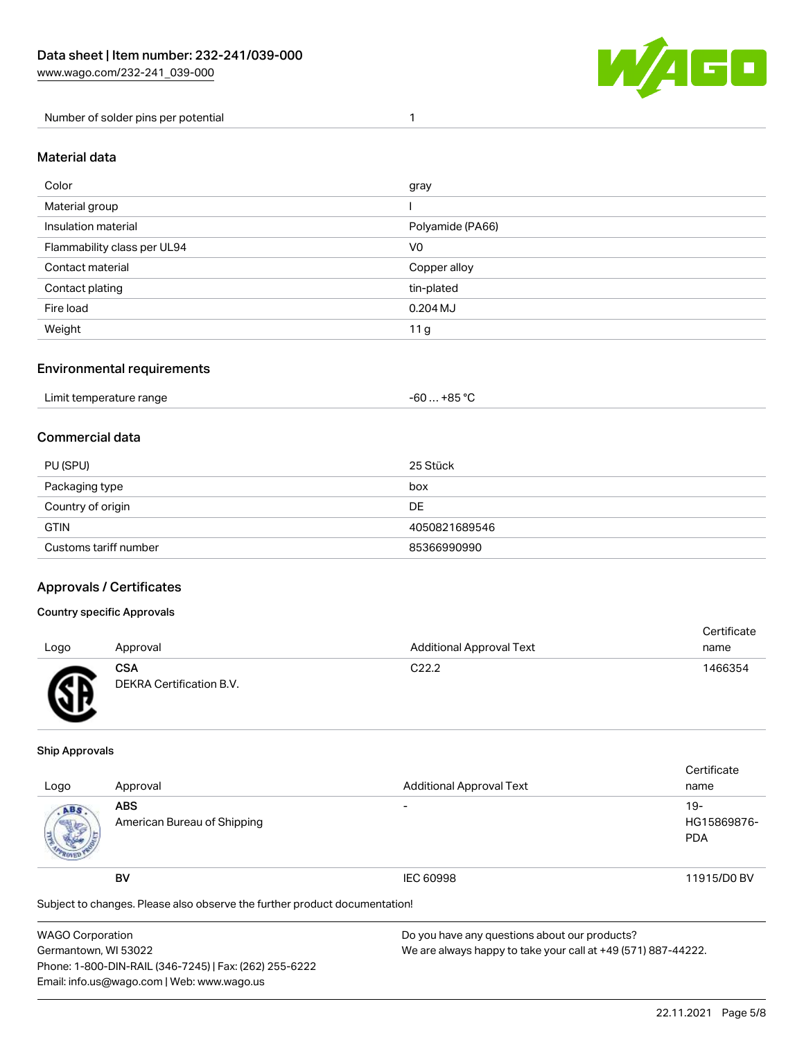| Number of solder pins per potential | 1 |
| --- | --- |

## Material data

| Color | gray |
| --- | --- |
| Material group | I |
| Insulation material | Polyamide (PA66) |
| Flammability class per UL94 | V0 |
| Contact material | Copper alloy |
| Contact plating | tin-plated |
| Fire load | 0.204 MJ |
| Weight | 11 g |

## Environmental requirements

| Limit temperature range | -60 … +85 °C |
| --- | --- |

## Commercial data

| PU (SPU) | 25 Stück |
| --- | --- |
| Packaging type | box |
| Country of origin | DE |
| GTIN | 4050821689546 |
| Customs tariff number | 85366990990 |

## Approvals / Certificates

### Country specific Approvals

| Logo | Approval | Additional Approval Text | Certificate name |
| --- | --- | --- | --- |
| | **CSA** DEKRA Certification B.V. | C22.2 | 1466354 |

### Ship Approvals

| Logo | Approval | Additional Approval Text | Certificate name |
| --- | --- | --- | --- |
| | **ABS** American Bureau of Shipping | - | 19-HG15869876-PDA |
| | **BV** | IEC 60998 | 11915/D0 BV |

Subject to changes. Please also observe the further product documentation!

WAGO Corporation
Germantown, WI 53022
Phone: 1-800-DIN-RAIL (346-7245) | Fax: (262) 255-6222
Email: info.us@wago.com | Web: www.wago.us

Do you have any questions about our products?
We are always happy to take your call at +49 (571) 887-44222.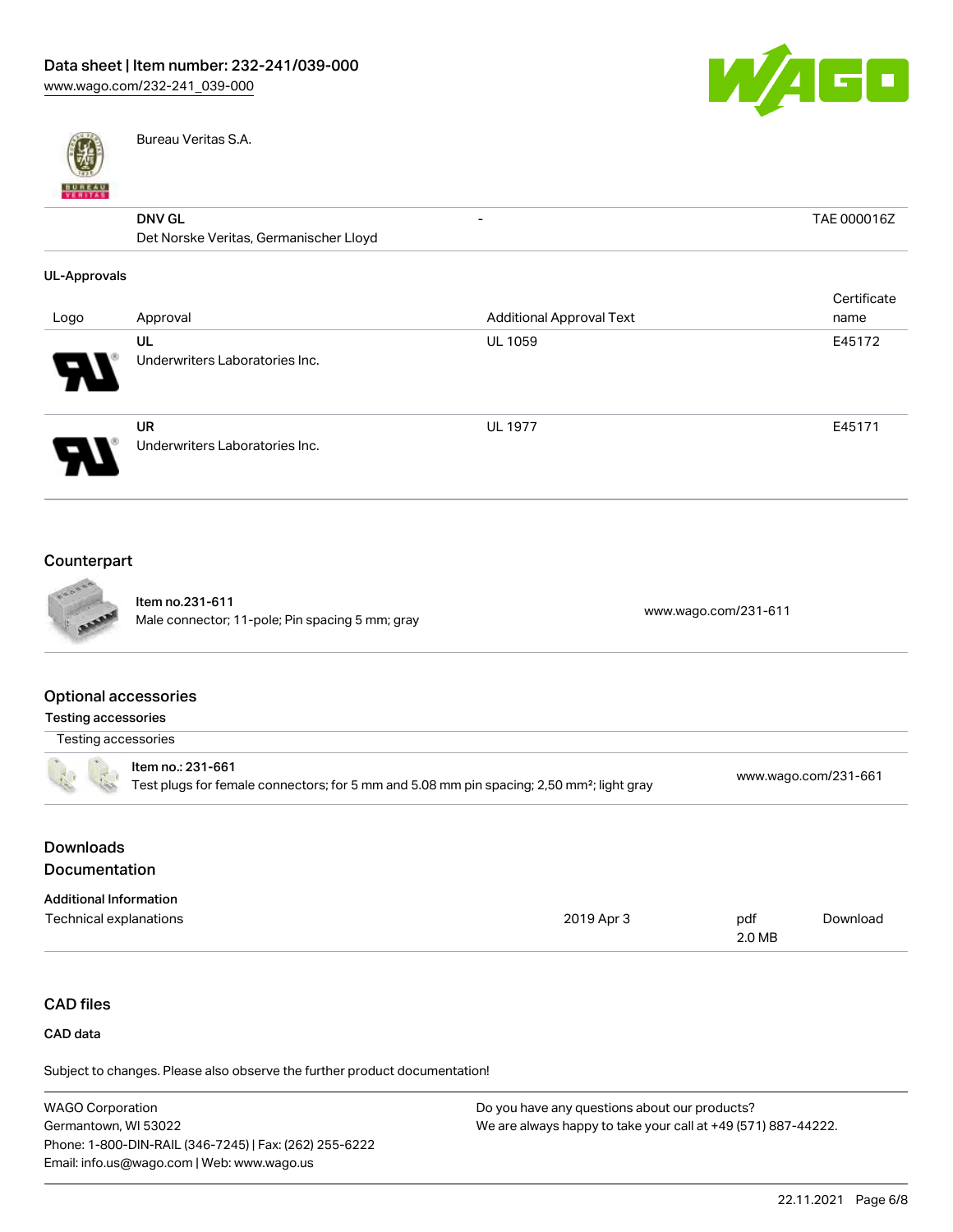Bureau Veritas S.A.

| | | | |
|---|---|---|---|
| | DNV GL<br>Det Norske Veritas, Germanischer Lloyd | - | TAE 000016Z |

**UL-Approvals**

| Logo | Approval | Additional Approval Text | Certificate name |
|---|---|---|---|
| | UL<br>Underwriters Laboratories Inc. | UL 1059 | E45172 |
| | UR<br>Underwriters Laboratories Inc. | UL 1977 | E45171 |

## Counterpart

| | |
|---|---|
| Item no.231-611<br>Male connector; 11-pole; Pin spacing 5 mm; gray | www.wago.com/231-611 |

## Optional accessories

**Testing accessories**

| Testing accessories | |
|---|---|
| Item no.: 231-661<br>Test plugs for female connectors; for 5 mm and 5.08 mm pin spacing; 2,50 mm²; light gray | www.wago.com/231-661 |

## Downloads

## Documentation

**Additional Information**

| | | | |
|---|---|---|---|
| Technical explanations | 2019 Apr 3 | pdf<br>2.0 MB | Download |

## CAD files

**CAD data**

Subject to changes. Please also observe the further product documentation!

WAGO Corporation
Germantown, WI 53022
Phone: 1-800-DIN-RAIL (346-7245) | Fax: (262) 255-6222
Email: info.us@wago.com | Web: www.wago.us

Do you have any questions about our products?
We are always happy to take your call at +49 (571) 887-44222.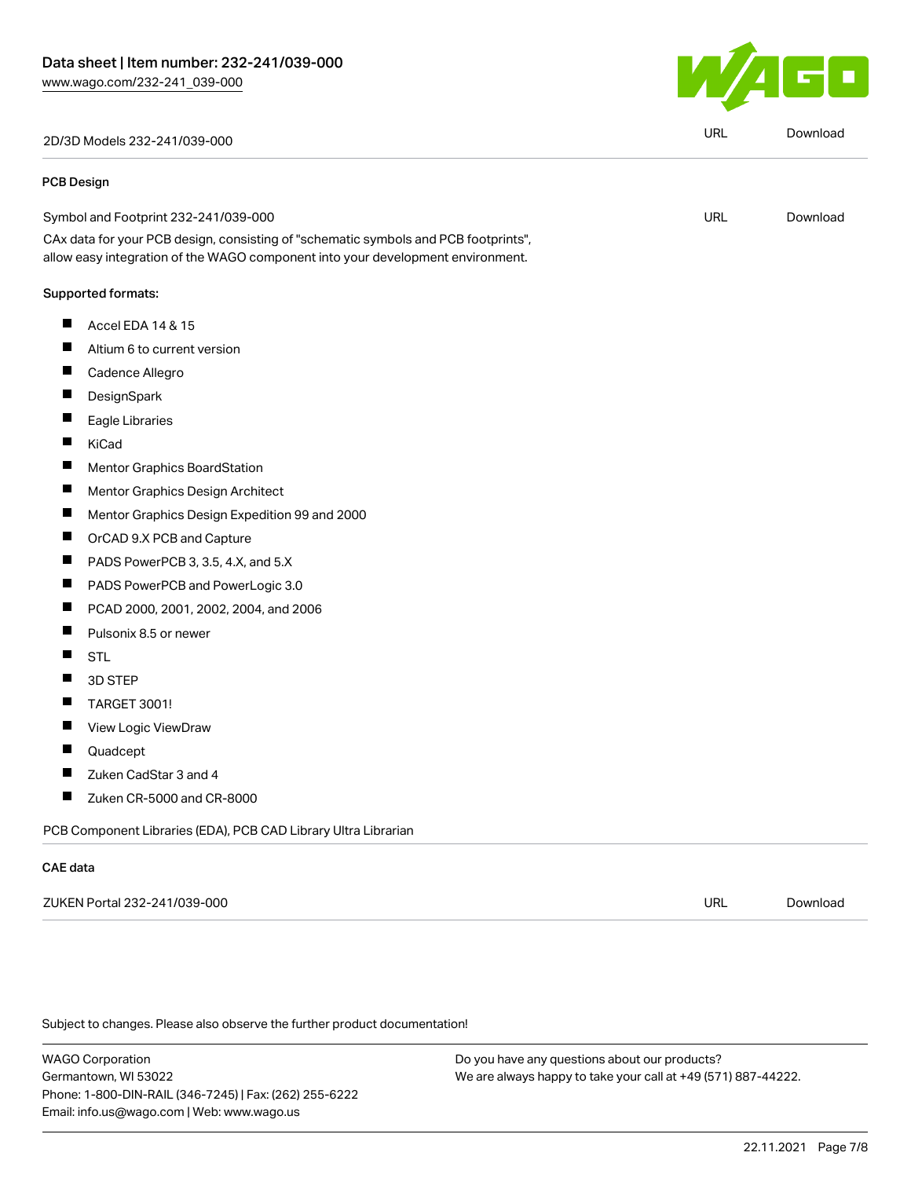| 2D/3D Models 232-241/039-000 | URL | Download |
| --- | --- | --- |

### PCB Design

| Symbol and Footprint 232-241/039-000 | URL | Download |
| --- | --- | --- |

CAx data for your PCB design, consisting of "schematic symbols and PCB footprints", allow easy integration of the WAGO component into your development environment.

Supported formats:

- Accel EDA 14 & 15
- Altium 6 to current version
- Cadence Allegro
- DesignSpark
- Eagle Libraries
- KiCad
- Mentor Graphics BoardStation
- Mentor Graphics Design Architect
- Mentor Graphics Design Expedition 99 and 2000
- OrCAD 9.X PCB and Capture
- PADS PowerPCB 3, 3.5, 4.X, and 5.X
- PADS PowerPCB and PowerLogic 3.0
- PCAD 2000, 2001, 2002, 2004, and 2006
- Pulsonix 8.5 or newer
- STL
- 3D STEP
- TARGET 3001!
- View Logic ViewDraw
- Quadcept
- Zuken CadStar 3 and 4
- Zuken CR-5000 and CR-8000

PCB Component Libraries (EDA), PCB CAD Library Ultra Librarian

### CAE data

| ZUKEN Portal 232-241/039-000 | URL | Download |
| --- | --- | --- |

Subject to changes. Please also observe the further product documentation!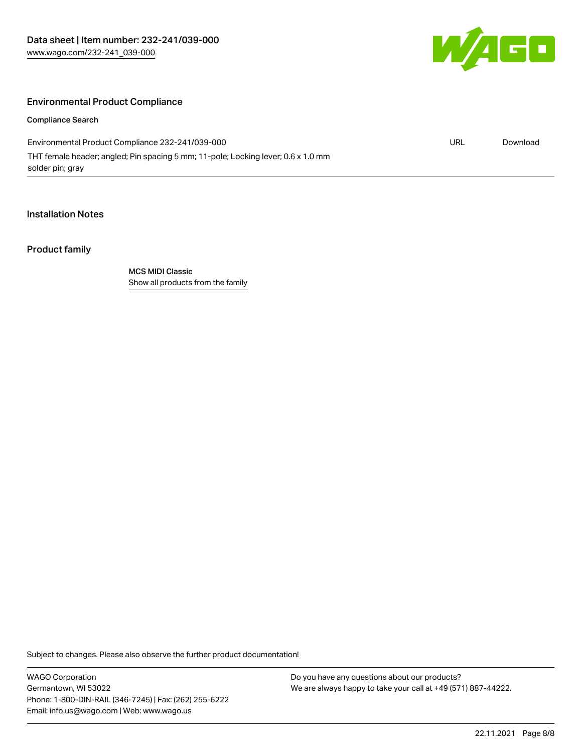## Environmental Product Compliance

### Compliance Search

| | | |
|---|---|---|
| Environmental Product Compliance 232-241/039-000<br>THT female header; angled; Pin spacing 5 mm; 11-pole; Locking lever; 0.6 x 1.0 mm solder pin; gray | URL | Download |

## Installation Notes

## Product family

**MCS MIDI Classic**
Show all products from the family

Subject to changes. Please also observe the further product documentation!

WAGO Corporation
Germantown, WI 53022
Phone: 1-800-DIN-RAIL (346-7245) | Fax: (262) 255-6222
Email: info.us@wago.com | Web: www.wago.us

Do you have any questions about our products?
We are always happy to take your call at +49 (571) 887-44222.

22.11.2021